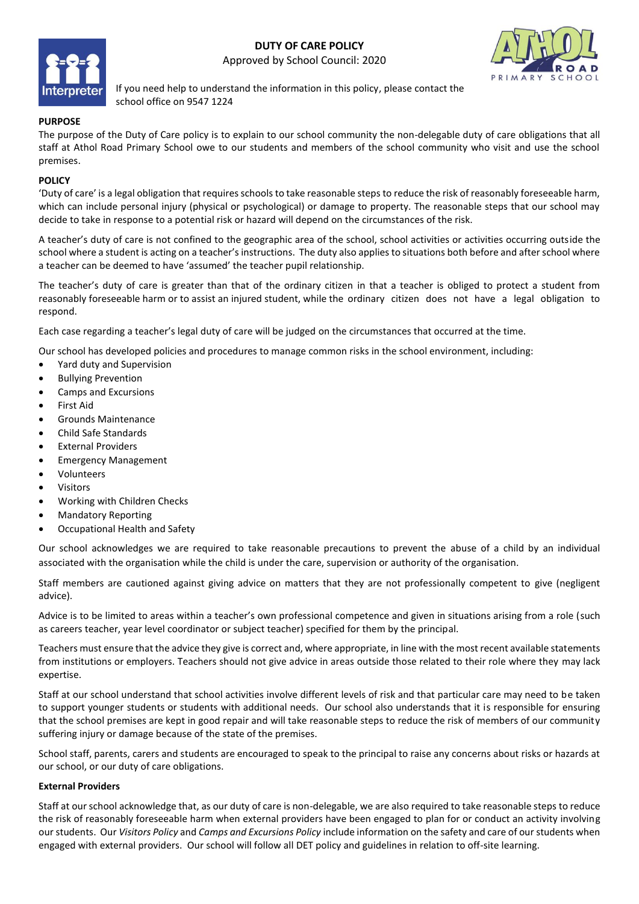# DUTY OF CARE POLICY

Approved by School Council: 2020

If you need help to understand the information in this policy, please contact the school office on 9547 1224

## PURPOSE

The purpose of the Duty of Care policy is to explain to our school community the non-delegable duty of care obligations that all staff at Athol Road Primary School owe to our students and members of the school community who visit and use the school premises.

## POLICY

'Duty of care' is a legal obligation that requires schools to take reasonable steps to reduce the risk of reasonably foreseeable harm, which can include personal injury (physical or psychological) or damage to property. The reasonable steps that our school may decide to take in response to a potential risk or hazard will depend on the circumstances of the risk.

A teacher's duty of care is not confined to the geographic area of the school, school activities or activities occurring outside the school where a student is acting on a teacher's instructions. The duty also applies to situations both before and after school where a teacher can be deemed to have 'assumed' the teacher pupil relationship.

The teacher's duty of care is greater than that of the ordinary citizen in that a teacher is obliged to protect a student from reasonably foreseeable harm or to assist an injured student, while the ordinary citizen does not have a legal obligation to respond.

Each case regarding a teacher's legal duty of care will be judged on the circumstances that occurred at the time.

Our school has developed policies and procedures to manage common risks in the school environment, including:

- Yard duty and Supervision
- Bullying Prevention
- Camps and Excursions
- First Aid
- Grounds Maintenance
- Child Safe Standards
- External Providers
- Emergency Management
- Volunteers
- Visitors
- Working with Children Checks
- Mandatory Reporting
- Occupational Health and Safety

Our school acknowledges we are required to take reasonable precautions to prevent the abuse of a child by an individual associated with the organisation while the child is under the care, supervision or authority of the organisation.

Staff members are cautioned against giving advice on matters that they are not professionally competent to give (negligent advice).

Advice is to be limited to areas within a teacher's own professional competence and given in situations arising from a role (such as careers teacher, year level coordinator or subject teacher) specified for them by the principal.

Teachers must ensure that the advice they give is correct and, where appropriate, in line with the most recent available statements from institutions or employers. Teachers should not give advice in areas outside those related to their role where they may lack expertise.

Staff at our school understand that school activities involve different levels of risk and that particular care may need to be taken to support younger students or students with additional needs. Our school also understands that it is responsible for ensuring that the school premises are kept in good repair and will take reasonable steps to reduce the risk of members of our community suffering injury or damage because of the state of the premises.

School staff, parents, carers and students are encouraged to speak to the principal to raise any concerns about risks or hazards at our school, or our duty of care obligations.

### External Providers

Staff at our school acknowledge that, as our duty of care is non-delegable, we are also required to take reasonable steps to reduce the risk of reasonably foreseeable harm when external providers have been engaged to plan for or conduct an activity involving our students. Our *Visitors Policy* and *Camps and Excursions Policy* include information on the safety and care of our students when engaged with external providers. Our school will follow all DET policy and guidelines in relation to off-site learning.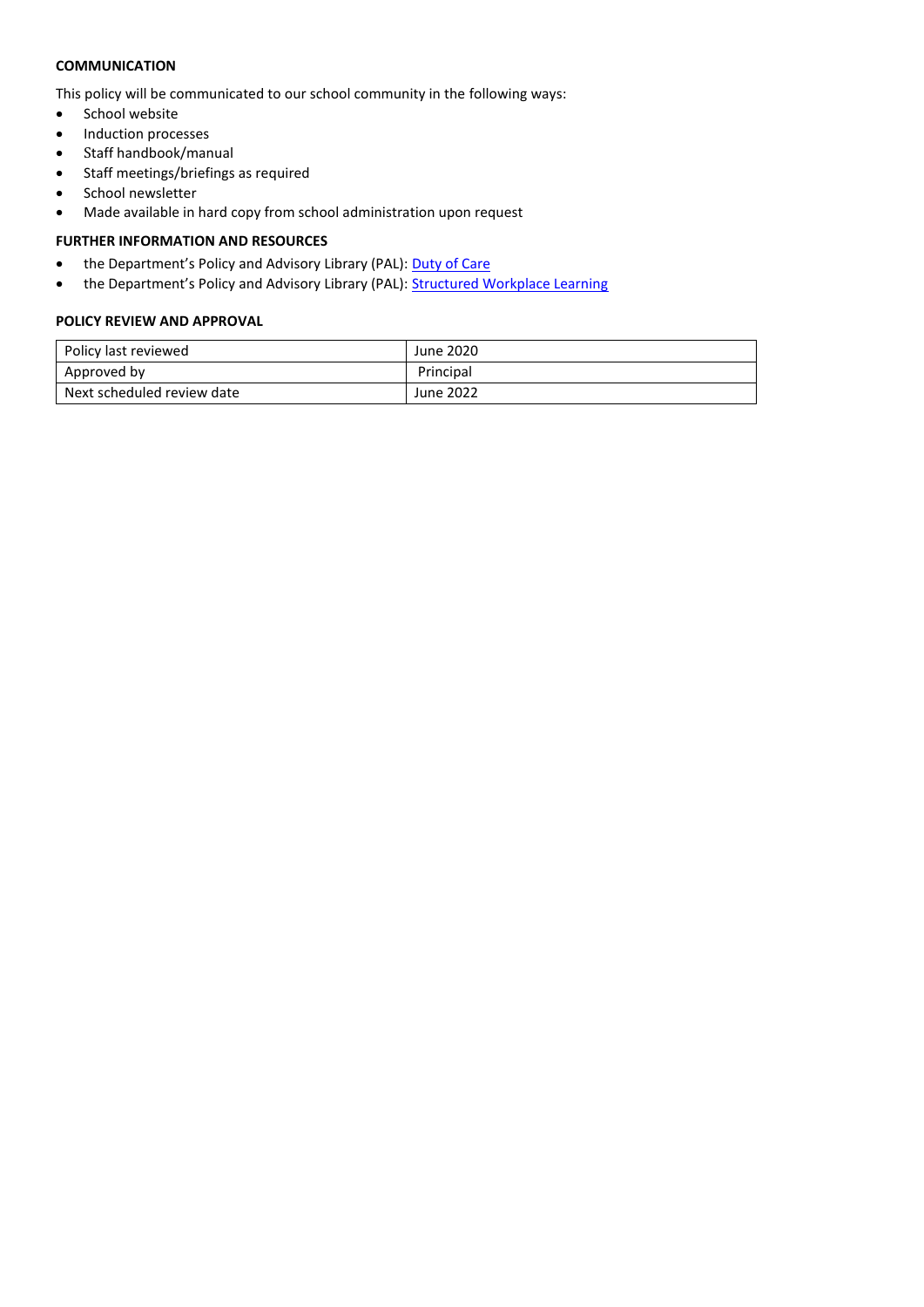## COMMUNICATION

This policy will be communicated to our school community in the following ways:

- School website
- Induction processes
- Staff handbook/manual
- Staff meetings/briefings as required
- School newsletter
- Made available in hard copy from school administration upon request

## FURTHER INFORMATION AND RESOURCES

- the Department's Policy and Advisory Library (PAL): Duty of Care
- the Department's Policy and Advisory Library (PAL): Structured Workplace Learning

## POLICY REVIEW AND APPROVAL

| | |
|---|---|
| Policy last reviewed | June 2020 |
| Approved by | Principal |
| Next scheduled review date | June 2022 |